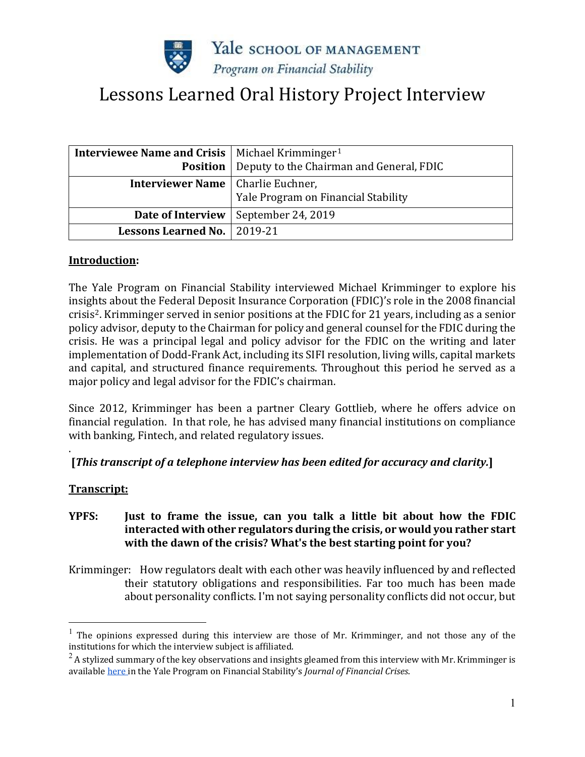Yale SCHOOL OF MANAGEMENT

*Program on Financial Stability*

# Lessons Learned Oral History Project Interview

| **Interviewee Name and Crisis Position** | Michael Krimminger[1] Deputy to the Chairman and General, FDIC |
|---|---|
| **Interviewer Name** | Charlie Euchner, Yale Program on Financial Stability |
| **Date of Interview** | September 24, 2019 |
| **Lessons Learned No.** | 2019-21 |

**Introduction:**

The Yale Program on Financial Stability interviewed Michael Krimminger to explore his insights about the Federal Deposit Insurance Corporation (FDIC)'s role in the 2008 financial crisis[2]. Krimminger served in senior positions at the FDIC for 21 years, including as a senior policy advisor, deputy to the Chairman for policy and general counsel for the FDIC during the crisis. He was a principal legal and policy advisor for the FDIC on the writing and later implementation of Dodd-Frank Act, including its SIFI resolution, living wills, capital markets and capital, and structured finance requirements. Throughout this period he served as a major policy and legal advisor for the FDIC's chairman.

Since 2012, Krimminger has been a partner Cleary Gottlieb, where he offers advice on financial regulation. In that role, he has advised many financial institutions on compliance with banking, Fintech, and related regulatory issues.

.

**[*This transcript of a telephone interview has been edited for accuracy and clarity.*]**

**Transcript:**

**YPFS: Just to frame the issue, can you talk a little bit about how the FDIC interacted with other regulators during the crisis, or would you rather start with the dawn of the crisis? What's the best starting point for you?**

Krimminger: How regulators dealt with each other was heavily influenced by and reflected their statutory obligations and responsibilities. Far too much has been made about personality conflicts. I'm not saying personality conflicts did not occur, but

---

[1] The opinions expressed during this interview are those of Mr. Krimminger, and not those any of the institutions for which the interview subject is affiliated.

[2] A stylized summary of the key observations and insights gleamed from this interview with Mr. Krimminger is available here in the Yale Program on Financial Stability's *Journal of Financial Crises*.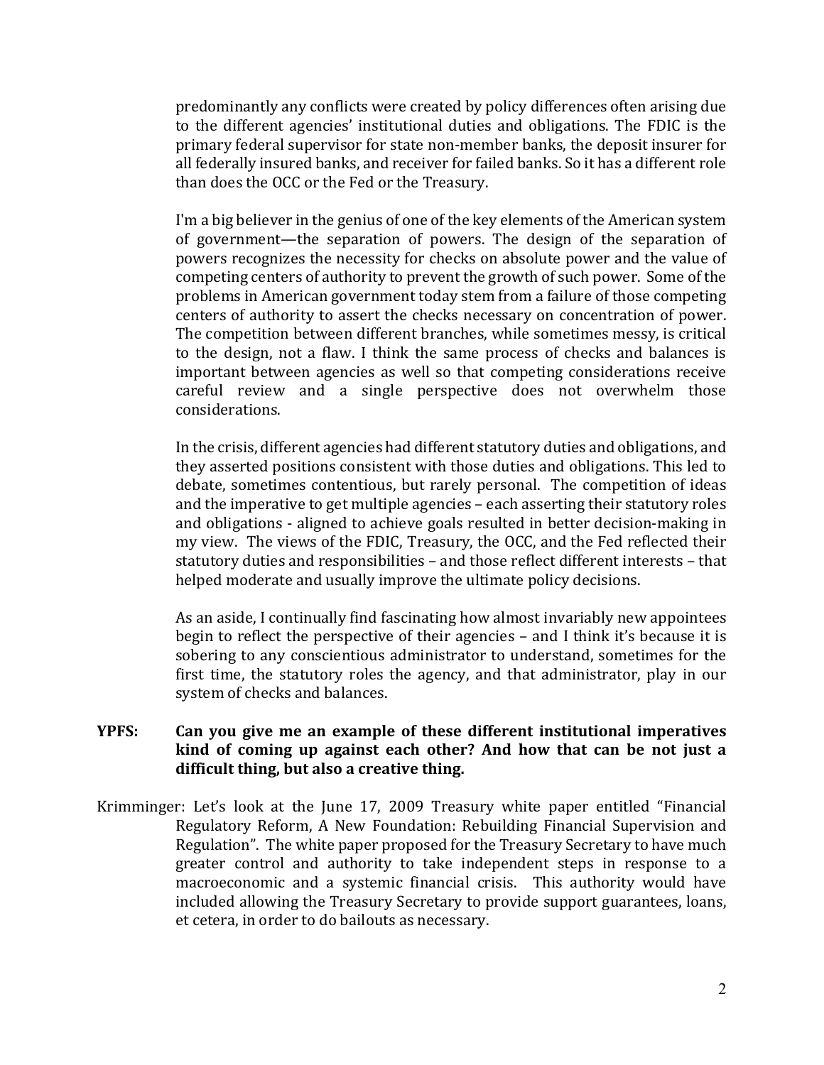predominantly any conflicts were created by policy differences often arising due to the different agencies' institutional duties and obligations. The FDIC is the primary federal supervisor for state non-member banks, the deposit insurer for all federally insured banks, and receiver for failed banks. So it has a different role than does the OCC or the Fed or the Treasury.

I'm a big believer in the genius of one of the key elements of the American system of government—the separation of powers. The design of the separation of powers recognizes the necessity for checks on absolute power and the value of competing centers of authority to prevent the growth of such power. Some of the problems in American government today stem from a failure of those competing centers of authority to assert the checks necessary on concentration of power. The competition between different branches, while sometimes messy, is critical to the design, not a flaw. I think the same process of checks and balances is important between agencies as well so that competing considerations receive careful review and a single perspective does not overwhelm those considerations.

In the crisis, different agencies had different statutory duties and obligations, and they asserted positions consistent with those duties and obligations. This led to debate, sometimes contentious, but rarely personal. The competition of ideas and the imperative to get multiple agencies – each asserting their statutory roles and obligations - aligned to achieve goals resulted in better decision-making in my view. The views of the FDIC, Treasury, the OCC, and the Fed reflected their statutory duties and responsibilities – and those reflect different interests – that helped moderate and usually improve the ultimate policy decisions.

As an aside, I continually find fascinating how almost invariably new appointees begin to reflect the perspective of their agencies – and I think it's because it is sobering to any conscientious administrator to understand, sometimes for the first time, the statutory roles the agency, and that administrator, play in our system of checks and balances.

**YPFS: Can you give me an example of these different institutional imperatives kind of coming up against each other? And how that can be not just a difficult thing, but also a creative thing.**

Krimminger: Let's look at the June 17, 2009 Treasury white paper entitled "Financial Regulatory Reform, A New Foundation: Rebuilding Financial Supervision and Regulation". The white paper proposed for the Treasury Secretary to have much greater control and authority to take independent steps in response to a macroeconomic and a systemic financial crisis. This authority would have included allowing the Treasury Secretary to provide support guarantees, loans, et cetera, in order to do bailouts as necessary.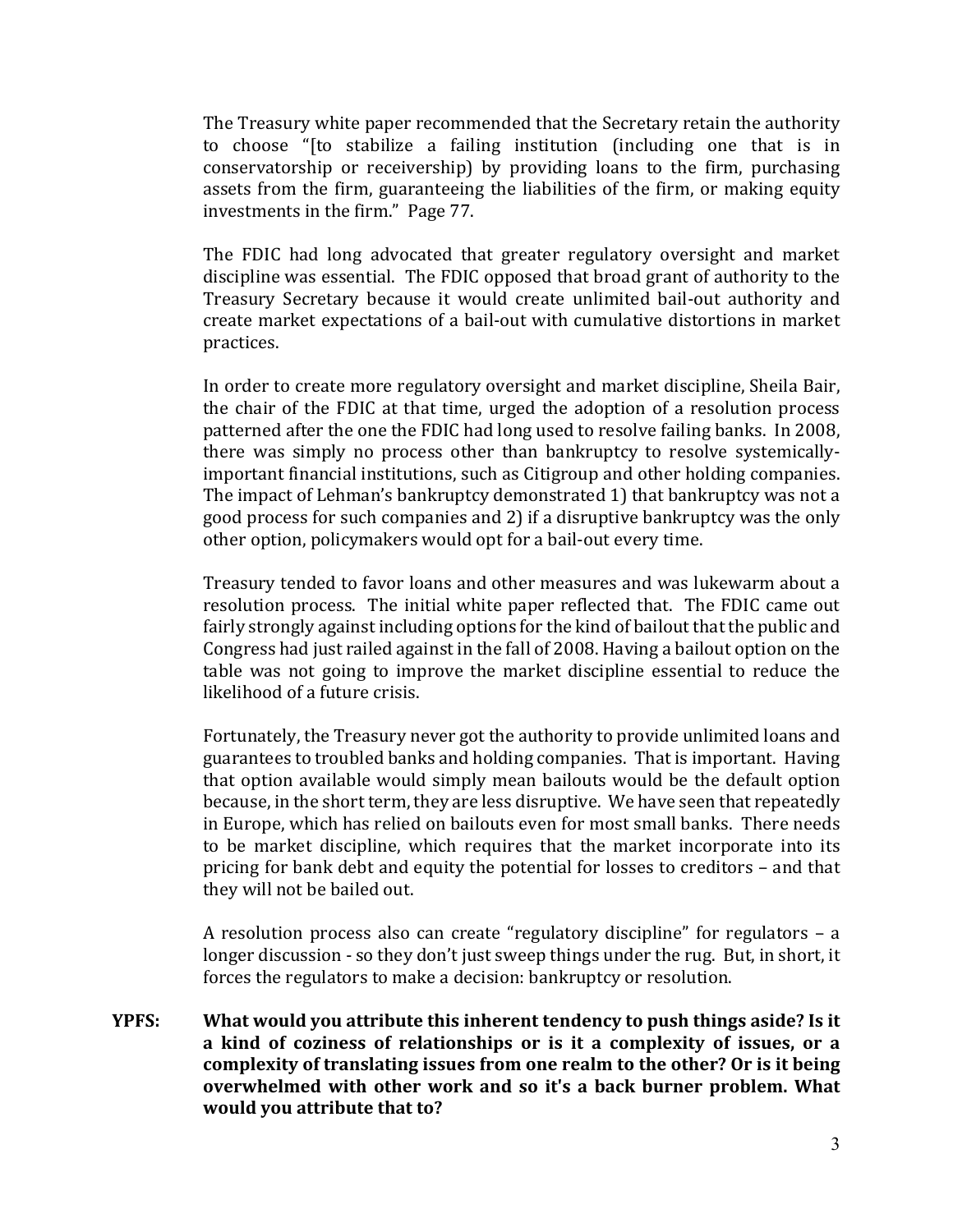The Treasury white paper recommended that the Secretary retain the authority to choose "[to stabilize a failing institution (including one that is in conservatorship or receivership) by providing loans to the firm, purchasing assets from the firm, guaranteeing the liabilities of the firm, or making equity investments in the firm." Page 77.

The FDIC had long advocated that greater regulatory oversight and market discipline was essential. The FDIC opposed that broad grant of authority to the Treasury Secretary because it would create unlimited bail-out authority and create market expectations of a bail-out with cumulative distortions in market practices.

In order to create more regulatory oversight and market discipline, Sheila Bair, the chair of the FDIC at that time, urged the adoption of a resolution process patterned after the one the FDIC had long used to resolve failing banks. In 2008, there was simply no process other than bankruptcy to resolve systemically-important financial institutions, such as Citigroup and other holding companies. The impact of Lehman's bankruptcy demonstrated 1) that bankruptcy was not a good process for such companies and 2) if a disruptive bankruptcy was the only other option, policymakers would opt for a bail-out every time.

Treasury tended to favor loans and other measures and was lukewarm about a resolution process. The initial white paper reflected that. The FDIC came out fairly strongly against including options for the kind of bailout that the public and Congress had just railed against in the fall of 2008. Having a bailout option on the table was not going to improve the market discipline essential to reduce the likelihood of a future crisis.

Fortunately, the Treasury never got the authority to provide unlimited loans and guarantees to troubled banks and holding companies. That is important. Having that option available would simply mean bailouts would be the default option because, in the short term, they are less disruptive. We have seen that repeatedly in Europe, which has relied on bailouts even for most small banks. There needs to be market discipline, which requires that the market incorporate into its pricing for bank debt and equity the potential for losses to creditors – and that they will not be bailed out.

A resolution process also can create "regulatory discipline" for regulators – a longer discussion - so they don't just sweep things under the rug. But, in short, it forces the regulators to make a decision: bankruptcy or resolution.

**YPFS: What would you attribute this inherent tendency to push things aside? Is it a kind of coziness of relationships or is it a complexity of issues, or a complexity of translating issues from one realm to the other? Or is it being overwhelmed with other work and so it's a back burner problem. What would you attribute that to?**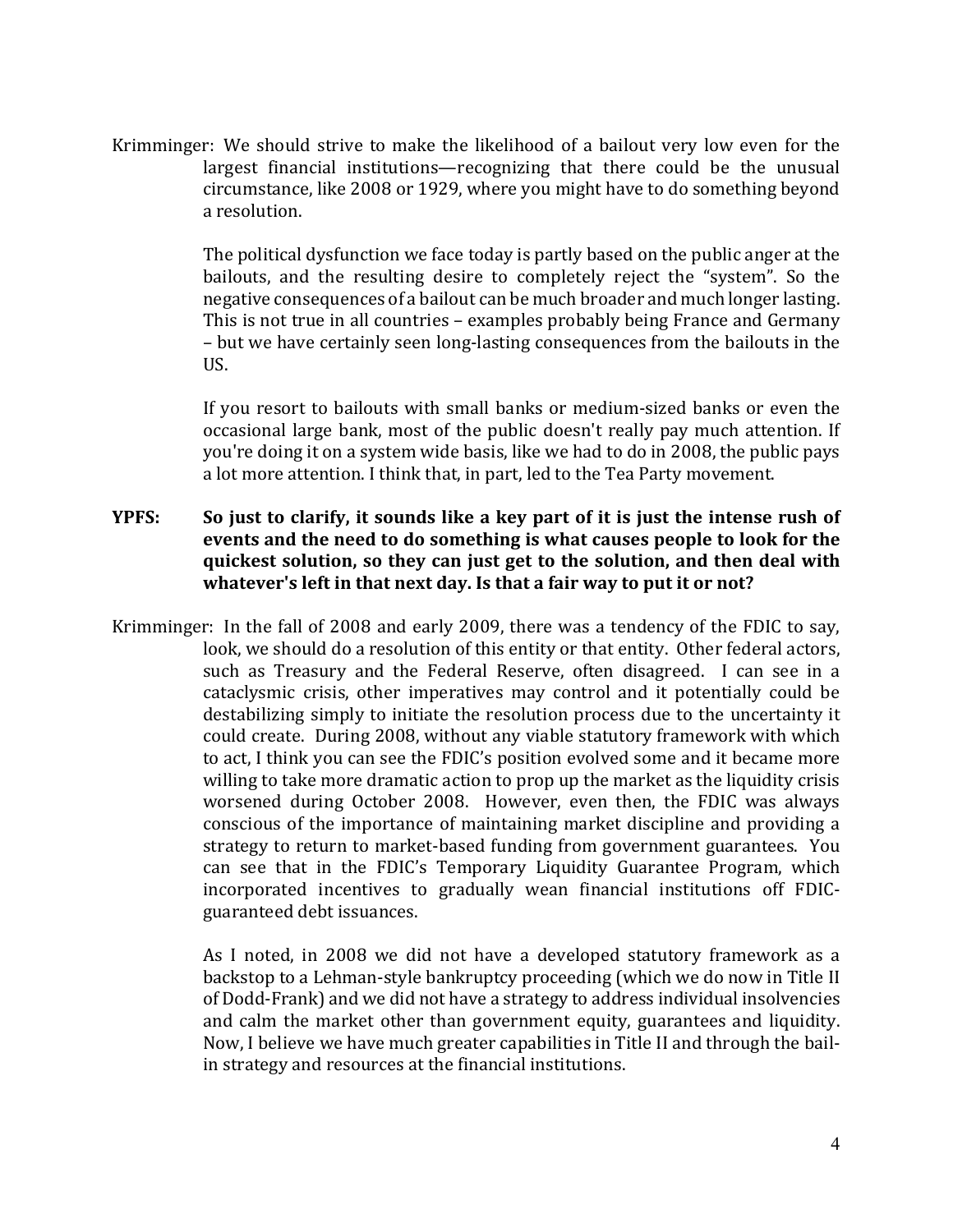Krimminger: We should strive to make the likelihood of a bailout very low even for the largest financial institutions—recognizing that there could be the unusual circumstance, like 2008 or 1929, where you might have to do something beyond a resolution.

The political dysfunction we face today is partly based on the public anger at the bailouts, and the resulting desire to completely reject the "system". So the negative consequences of a bailout can be much broader and much longer lasting. This is not true in all countries – examples probably being France and Germany – but we have certainly seen long-lasting consequences from the bailouts in the US.

If you resort to bailouts with small banks or medium-sized banks or even the occasional large bank, most of the public doesn't really pay much attention. If you're doing it on a system wide basis, like we had to do in 2008, the public pays a lot more attention. I think that, in part, led to the Tea Party movement.

**YPFS: So just to clarify, it sounds like a key part of it is just the intense rush of events and the need to do something is what causes people to look for the quickest solution, so they can just get to the solution, and then deal with whatever's left in that next day. Is that a fair way to put it or not?**

Krimminger: In the fall of 2008 and early 2009, there was a tendency of the FDIC to say, look, we should do a resolution of this entity or that entity. Other federal actors, such as Treasury and the Federal Reserve, often disagreed. I can see in a cataclysmic crisis, other imperatives may control and it potentially could be destabilizing simply to initiate the resolution process due to the uncertainty it could create. During 2008, without any viable statutory framework with which to act, I think you can see the FDIC's position evolved some and it became more willing to take more dramatic action to prop up the market as the liquidity crisis worsened during October 2008. However, even then, the FDIC was always conscious of the importance of maintaining market discipline and providing a strategy to return to market-based funding from government guarantees. You can see that in the FDIC's Temporary Liquidity Guarantee Program, which incorporated incentives to gradually wean financial institutions off FDIC-guaranteed debt issuances.

As I noted, in 2008 we did not have a developed statutory framework as a backstop to a Lehman-style bankruptcy proceeding (which we do now in Title II of Dodd-Frank) and we did not have a strategy to address individual insolvencies and calm the market other than government equity, guarantees and liquidity. Now, I believe we have much greater capabilities in Title II and through the bail-in strategy and resources at the financial institutions.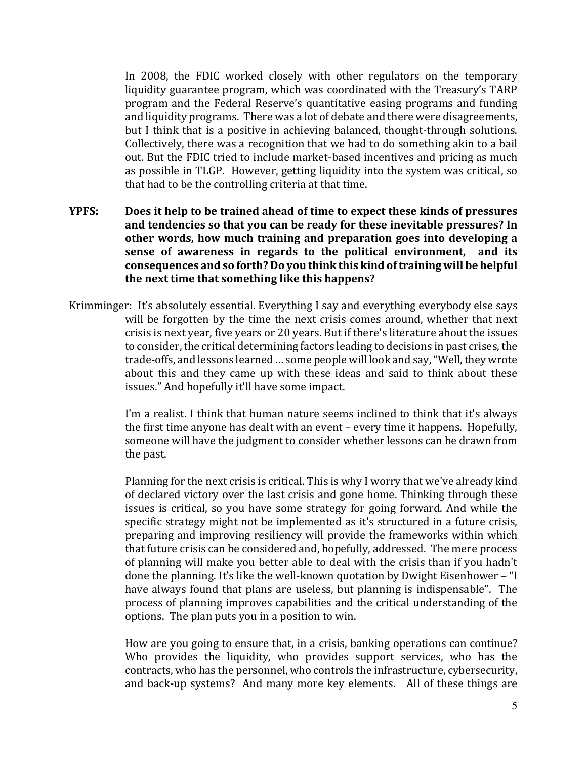In 2008, the FDIC worked closely with other regulators on the temporary liquidity guarantee program, which was coordinated with the Treasury's TARP program and the Federal Reserve's quantitative easing programs and funding and liquidity programs. There was a lot of debate and there were disagreements, but I think that is a positive in achieving balanced, thought-through solutions. Collectively, there was a recognition that we had to do something akin to a bail out. But the FDIC tried to include market-based incentives and pricing as much as possible in TLGP. However, getting liquidity into the system was critical, so that had to be the controlling criteria at that time.

**YPFS: Does it help to be trained ahead of time to expect these kinds of pressures and tendencies so that you can be ready for these inevitable pressures? In other words, how much training and preparation goes into developing a sense of awareness in regards to the political environment, and its consequences and so forth? Do you think this kind of training will be helpful the next time that something like this happens?**

Krimminger: It's absolutely essential. Everything I say and everything everybody else says will be forgotten by the time the next crisis comes around, whether that next crisis is next year, five years or 20 years. But if there's literature about the issues to consider, the critical determining factors leading to decisions in past crises, the trade-offs, and lessons learned … some people will look and say, "Well, they wrote about this and they came up with these ideas and said to think about these issues." And hopefully it'll have some impact.

I'm a realist. I think that human nature seems inclined to think that it's always the first time anyone has dealt with an event – every time it happens. Hopefully, someone will have the judgment to consider whether lessons can be drawn from the past.

Planning for the next crisis is critical. This is why I worry that we've already kind of declared victory over the last crisis and gone home. Thinking through these issues is critical, so you have some strategy for going forward. And while the specific strategy might not be implemented as it's structured in a future crisis, preparing and improving resiliency will provide the frameworks within which that future crisis can be considered and, hopefully, addressed. The mere process of planning will make you better able to deal with the crisis than if you hadn't done the planning. It's like the well-known quotation by Dwight Eisenhower – "I have always found that plans are useless, but planning is indispensable". The process of planning improves capabilities and the critical understanding of the options. The plan puts you in a position to win.

How are you going to ensure that, in a crisis, banking operations can continue? Who provides the liquidity, who provides support services, who has the contracts, who has the personnel, who controls the infrastructure, cybersecurity, and back-up systems? And many more key elements. All of these things are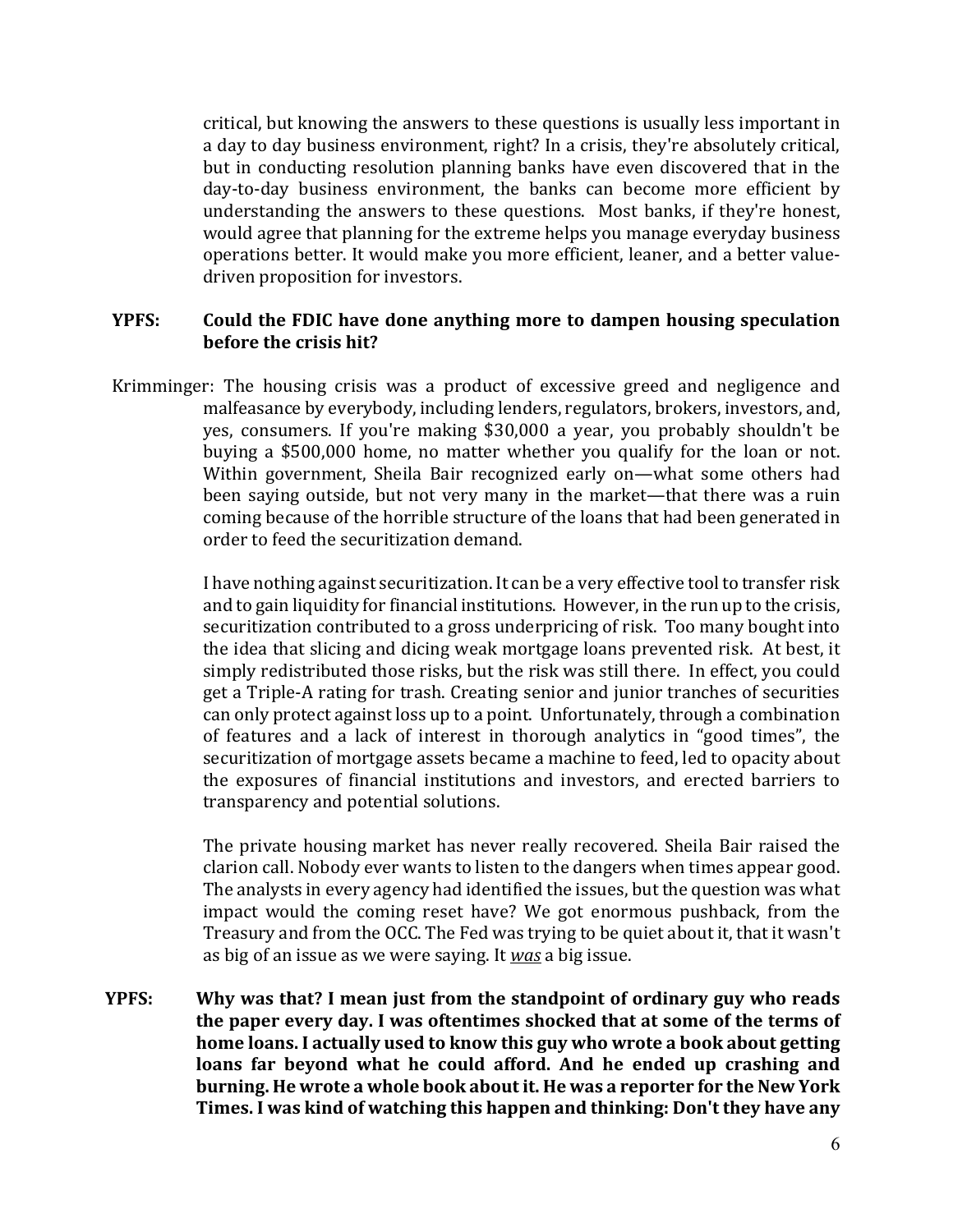critical, but knowing the answers to these questions is usually less important in a day to day business environment, right? In a crisis, they're absolutely critical, but in conducting resolution planning banks have even discovered that in the day-to-day business environment, the banks can become more efficient by understanding the answers to these questions. Most banks, if they're honest, would agree that planning for the extreme helps you manage everyday business operations better. It would make you more efficient, leaner, and a better value-driven proposition for investors.

**YPFS: Could the FDIC have done anything more to dampen housing speculation before the crisis hit?**

Krimminger: The housing crisis was a product of excessive greed and negligence and malfeasance by everybody, including lenders, regulators, brokers, investors, and, yes, consumers. If you're making $30,000 a year, you probably shouldn't be buying a $500,000 home, no matter whether you qualify for the loan or not. Within government, Sheila Bair recognized early on—what some others had been saying outside, but not very many in the market—that there was a ruin coming because of the horrible structure of the loans that had been generated in order to feed the securitization demand.

I have nothing against securitization. It can be a very effective tool to transfer risk and to gain liquidity for financial institutions. However, in the run up to the crisis, securitization contributed to a gross underpricing of risk. Too many bought into the idea that slicing and dicing weak mortgage loans prevented risk. At best, it simply redistributed those risks, but the risk was still there. In effect, you could get a Triple-A rating for trash. Creating senior and junior tranches of securities can only protect against loss up to a point. Unfortunately, through a combination of features and a lack of interest in thorough analytics in "good times", the securitization of mortgage assets became a machine to feed, led to opacity about the exposures of financial institutions and investors, and erected barriers to transparency and potential solutions.

The private housing market has never really recovered. Sheila Bair raised the clarion call. Nobody ever wants to listen to the dangers when times appear good. The analysts in every agency had identified the issues, but the question was what impact would the coming reset have? We got enormous pushback, from the Treasury and from the OCC. The Fed was trying to be quiet about it, that it wasn't as big of an issue as we were saying. It ***was*** a big issue.

**YPFS: Why was that? I mean just from the standpoint of ordinary guy who reads the paper every day. I was oftentimes shocked that at some of the terms of home loans. I actually used to know this guy who wrote a book about getting loans far beyond what he could afford. And he ended up crashing and burning. He wrote a whole book about it. He was a reporter for the New York Times. I was kind of watching this happen and thinking: Don't they have any**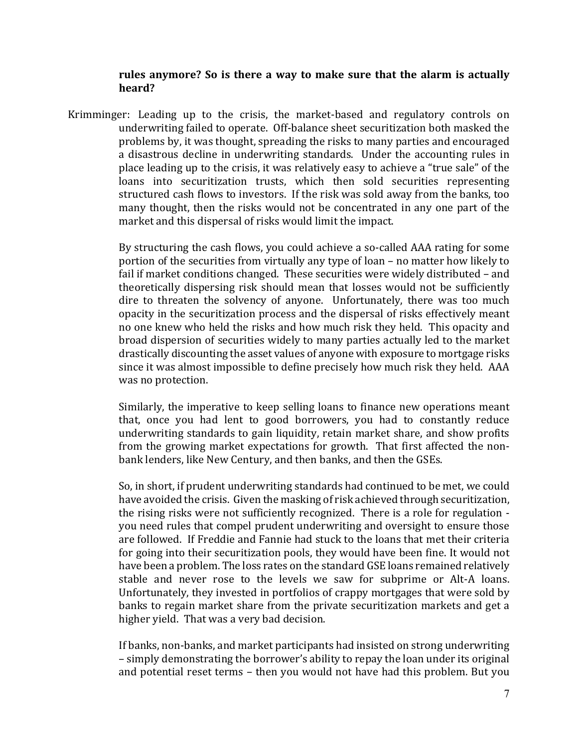**rules anymore? So is there a way to make sure that the alarm is actually heard?**

Krimminger: Leading up to the crisis, the market-based and regulatory controls on underwriting failed to operate. Off-balance sheet securitization both masked the problems by, it was thought, spreading the risks to many parties and encouraged a disastrous decline in underwriting standards. Under the accounting rules in place leading up to the crisis, it was relatively easy to achieve a "true sale" of the loans into securitization trusts, which then sold securities representing structured cash flows to investors. If the risk was sold away from the banks, too many thought, then the risks would not be concentrated in any one part of the market and this dispersal of risks would limit the impact.

By structuring the cash flows, you could achieve a so-called AAA rating for some portion of the securities from virtually any type of loan – no matter how likely to fail if market conditions changed. These securities were widely distributed – and theoretically dispersing risk should mean that losses would not be sufficiently dire to threaten the solvency of anyone. Unfortunately, there was too much opacity in the securitization process and the dispersal of risks effectively meant no one knew who held the risks and how much risk they held. This opacity and broad dispersion of securities widely to many parties actually led to the market drastically discounting the asset values of anyone with exposure to mortgage risks since it was almost impossible to define precisely how much risk they held. AAA was no protection.

Similarly, the imperative to keep selling loans to finance new operations meant that, once you had lent to good borrowers, you had to constantly reduce underwriting standards to gain liquidity, retain market share, and show profits from the growing market expectations for growth. That first affected the non-bank lenders, like New Century, and then banks, and then the GSEs.

So, in short, if prudent underwriting standards had continued to be met, we could have avoided the crisis. Given the masking of risk achieved through securitization, the rising risks were not sufficiently recognized. There is a role for regulation - you need rules that compel prudent underwriting and oversight to ensure those are followed. If Freddie and Fannie had stuck to the loans that met their criteria for going into their securitization pools, they would have been fine. It would not have been a problem. The loss rates on the standard GSE loans remained relatively stable and never rose to the levels we saw for subprime or Alt-A loans. Unfortunately, they invested in portfolios of crappy mortgages that were sold by banks to regain market share from the private securitization markets and get a higher yield. That was a very bad decision.

If banks, non-banks, and market participants had insisted on strong underwriting – simply demonstrating the borrower's ability to repay the loan under its original and potential reset terms – then you would not have had this problem. But you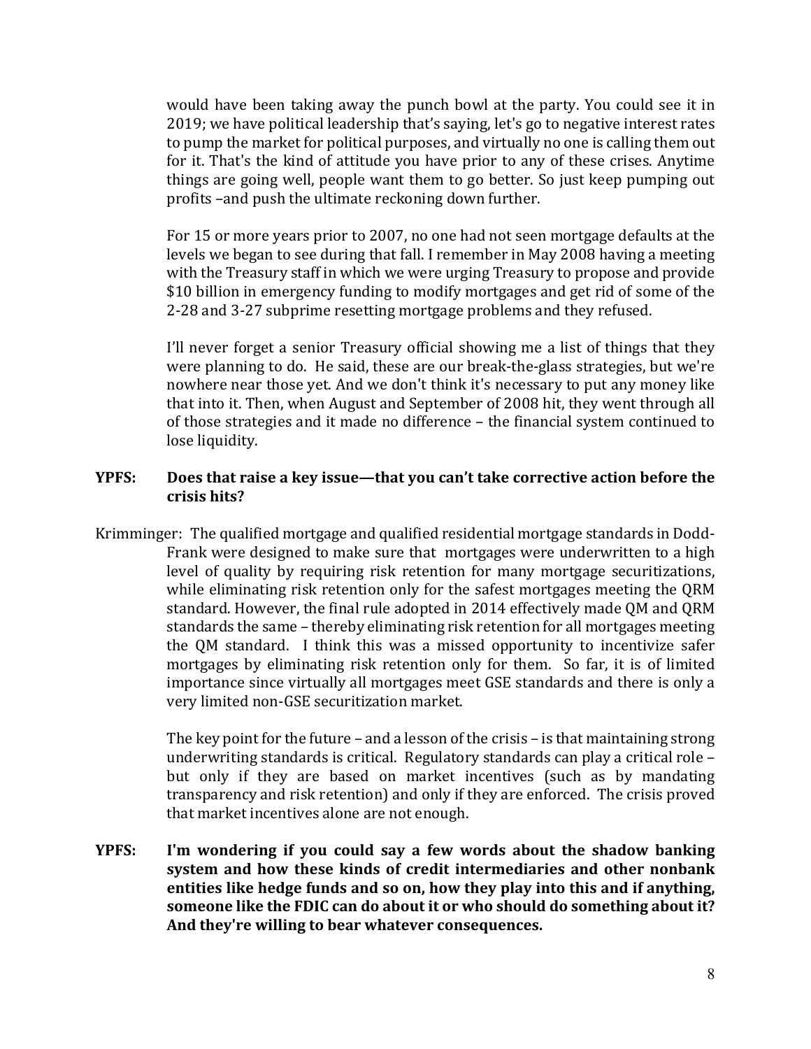would have been taking away the punch bowl at the party. You could see it in 2019; we have political leadership that's saying, let's go to negative interest rates to pump the market for political purposes, and virtually no one is calling them out for it. That's the kind of attitude you have prior to any of these crises. Anytime things are going well, people want them to go better. So just keep pumping out profits –and push the ultimate reckoning down further.

For 15 or more years prior to 2007, no one had not seen mortgage defaults at the levels we began to see during that fall. I remember in May 2008 having a meeting with the Treasury staff in which we were urging Treasury to propose and provide $10 billion in emergency funding to modify mortgages and get rid of some of the 2-28 and 3-27 subprime resetting mortgage problems and they refused.

I'll never forget a senior Treasury official showing me a list of things that they were planning to do. He said, these are our break-the-glass strategies, but we're nowhere near those yet. And we don't think it's necessary to put any money like that into it. Then, when August and September of 2008 hit, they went through all of those strategies and it made no difference – the financial system continued to lose liquidity.

**YPFS: Does that raise a key issue—that you can't take corrective action before the crisis hits?**

Krimminger: The qualified mortgage and qualified residential mortgage standards in Dodd-Frank were designed to make sure that mortgages were underwritten to a high level of quality by requiring risk retention for many mortgage securitizations, while eliminating risk retention only for the safest mortgages meeting the QRM standard. However, the final rule adopted in 2014 effectively made QM and QRM standards the same – thereby eliminating risk retention for all mortgages meeting the QM standard. I think this was a missed opportunity to incentivize safer mortgages by eliminating risk retention only for them. So far, it is of limited importance since virtually all mortgages meet GSE standards and there is only a very limited non-GSE securitization market.

The key point for the future – and a lesson of the crisis – is that maintaining strong underwriting standards is critical. Regulatory standards can play a critical role – but only if they are based on market incentives (such as by mandating transparency and risk retention) and only if they are enforced. The crisis proved that market incentives alone are not enough.

**YPFS: I'm wondering if you could say a few words about the shadow banking system and how these kinds of credit intermediaries and other nonbank entities like hedge funds and so on, how they play into this and if anything, someone like the FDIC can do about it or who should do something about it? And they're willing to bear whatever consequences.**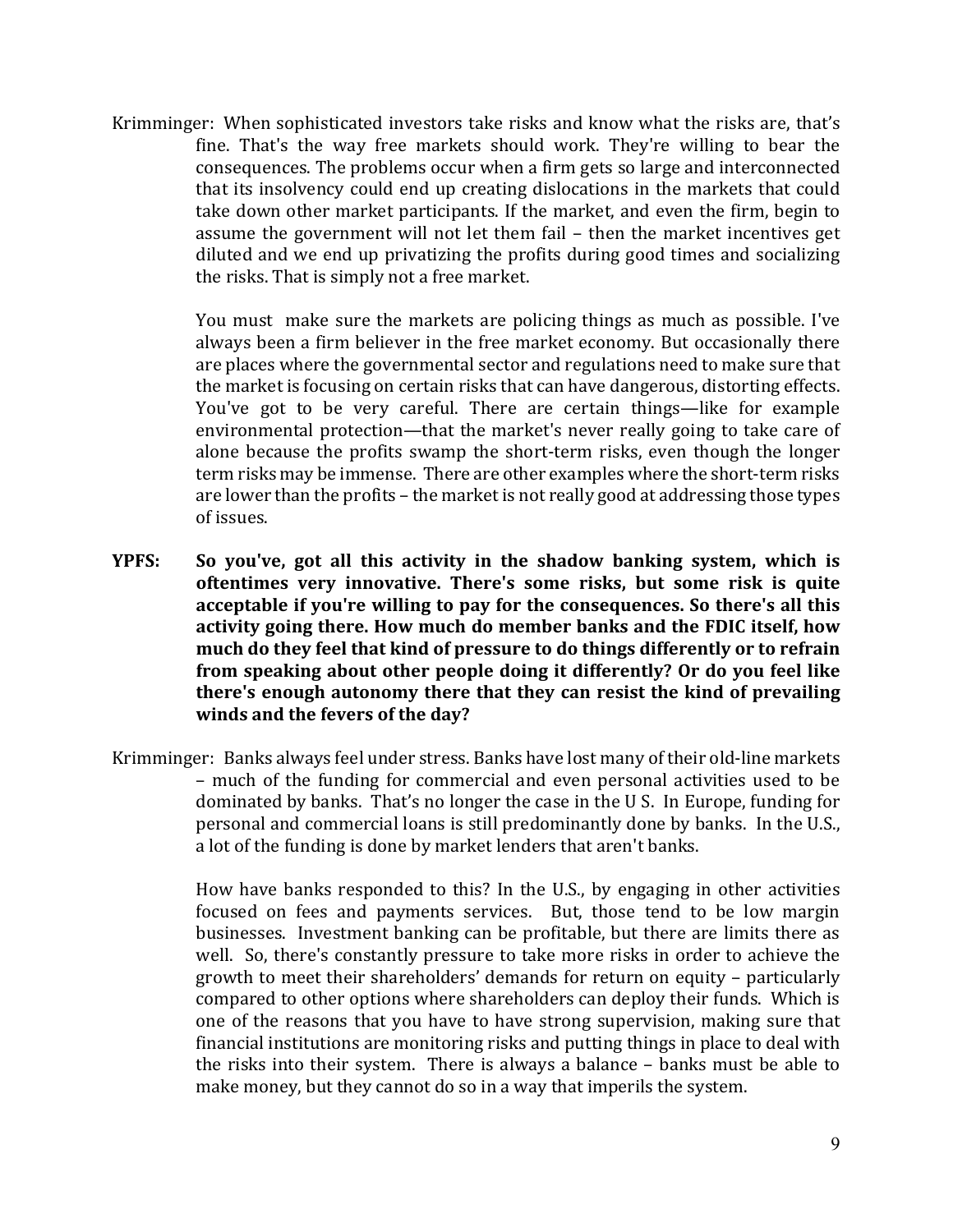Krimminger: When sophisticated investors take risks and know what the risks are, that's fine. That's the way free markets should work. They're willing to bear the consequences. The problems occur when a firm gets so large and interconnected that its insolvency could end up creating dislocations in the markets that could take down other market participants. If the market, and even the firm, begin to assume the government will not let them fail – then the market incentives get diluted and we end up privatizing the profits during good times and socializing the risks. That is simply not a free market.

You must make sure the markets are policing things as much as possible. I've always been a firm believer in the free market economy. But occasionally there are places where the governmental sector and regulations need to make sure that the market is focusing on certain risks that can have dangerous, distorting effects. You've got to be very careful. There are certain things—like for example environmental protection—that the market's never really going to take care of alone because the profits swamp the short-term risks, even though the longer term risks may be immense. There are other examples where the short-term risks are lower than the profits – the market is not really good at addressing those types of issues.

**YPFS: So you've, got all this activity in the shadow banking system, which is oftentimes very innovative. There's some risks, but some risk is quite acceptable if you're willing to pay for the consequences. So there's all this activity going there. How much do member banks and the FDIC itself, how much do they feel that kind of pressure to do things differently or to refrain from speaking about other people doing it differently? Or do you feel like there's enough autonomy there that they can resist the kind of prevailing winds and the fevers of the day?**

Krimminger: Banks always feel under stress. Banks have lost many of their old-line markets – much of the funding for commercial and even personal activities used to be dominated by banks. That's no longer the case in the U S. In Europe, funding for personal and commercial loans is still predominantly done by banks. In the U.S., a lot of the funding is done by market lenders that aren't banks.

How have banks responded to this? In the U.S., by engaging in other activities focused on fees and payments services. But, those tend to be low margin businesses. Investment banking can be profitable, but there are limits there as well. So, there's constantly pressure to take more risks in order to achieve the growth to meet their shareholders' demands for return on equity – particularly compared to other options where shareholders can deploy their funds. Which is one of the reasons that you have to have strong supervision, making sure that financial institutions are monitoring risks and putting things in place to deal with the risks into their system. There is always a balance – banks must be able to make money, but they cannot do so in a way that imperils the system.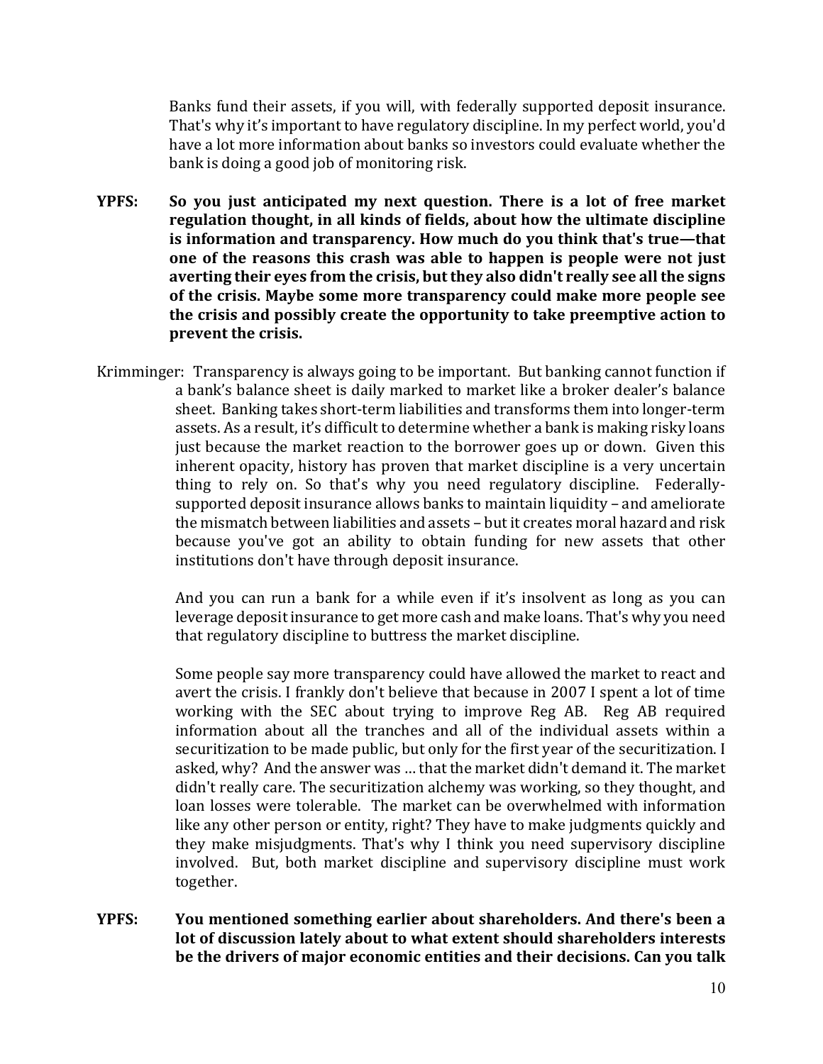Banks fund their assets, if you will, with federally supported deposit insurance. That's why it's important to have regulatory discipline. In my perfect world, you'd have a lot more information about banks so investors could evaluate whether the bank is doing a good job of monitoring risk.

**YPFS: So you just anticipated my next question. There is a lot of free market regulation thought, in all kinds of fields, about how the ultimate discipline is information and transparency. How much do you think that's true—that one of the reasons this crash was able to happen is people were not just averting their eyes from the crisis, but they also didn't really see all the signs of the crisis. Maybe some more transparency could make more people see the crisis and possibly create the opportunity to take preemptive action to prevent the crisis.**

Krimminger: Transparency is always going to be important. But banking cannot function if a bank's balance sheet is daily marked to market like a broker dealer's balance sheet. Banking takes short-term liabilities and transforms them into longer-term assets. As a result, it's difficult to determine whether a bank is making risky loans just because the market reaction to the borrower goes up or down. Given this inherent opacity, history has proven that market discipline is a very uncertain thing to rely on. So that's why you need regulatory discipline. Federally-supported deposit insurance allows banks to maintain liquidity – and ameliorate the mismatch between liabilities and assets – but it creates moral hazard and risk because you've got an ability to obtain funding for new assets that other institutions don't have through deposit insurance.

And you can run a bank for a while even if it's insolvent as long as you can leverage deposit insurance to get more cash and make loans. That's why you need that regulatory discipline to buttress the market discipline.

Some people say more transparency could have allowed the market to react and avert the crisis. I frankly don't believe that because in 2007 I spent a lot of time working with the SEC about trying to improve Reg AB. Reg AB required information about all the tranches and all of the individual assets within a securitization to be made public, but only for the first year of the securitization. I asked, why? And the answer was … that the market didn't demand it. The market didn't really care. The securitization alchemy was working, so they thought, and loan losses were tolerable. The market can be overwhelmed with information like any other person or entity, right? They have to make judgments quickly and they make misjudgments. That's why I think you need supervisory discipline involved. But, both market discipline and supervisory discipline must work together.

**YPFS: You mentioned something earlier about shareholders. And there's been a lot of discussion lately about to what extent should shareholders interests be the drivers of major economic entities and their decisions. Can you talk**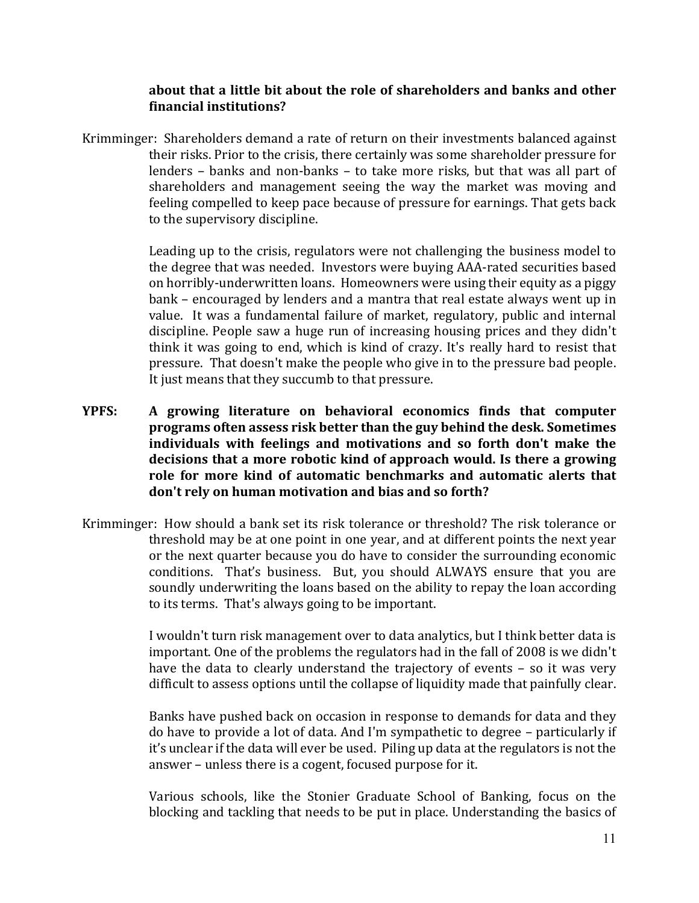**about that a little bit about the role of shareholders and banks and other financial institutions?**

Krimminger: Shareholders demand a rate of return on their investments balanced against their risks. Prior to the crisis, there certainly was some shareholder pressure for lenders – banks and non-banks – to take more risks, but that was all part of shareholders and management seeing the way the market was moving and feeling compelled to keep pace because of pressure for earnings. That gets back to the supervisory discipline.

Leading up to the crisis, regulators were not challenging the business model to the degree that was needed. Investors were buying AAA-rated securities based on horribly-underwritten loans. Homeowners were using their equity as a piggy bank – encouraged by lenders and a mantra that real estate always went up in value. It was a fundamental failure of market, regulatory, public and internal discipline. People saw a huge run of increasing housing prices and they didn't think it was going to end, which is kind of crazy. It's really hard to resist that pressure. That doesn't make the people who give in to the pressure bad people. It just means that they succumb to that pressure.

**YPFS: A growing literature on behavioral economics finds that computer programs often assess risk better than the guy behind the desk. Sometimes individuals with feelings and motivations and so forth don't make the decisions that a more robotic kind of approach would. Is there a growing role for more kind of automatic benchmarks and automatic alerts that don't rely on human motivation and bias and so forth?**

Krimminger: How should a bank set its risk tolerance or threshold? The risk tolerance or threshold may be at one point in one year, and at different points the next year or the next quarter because you do have to consider the surrounding economic conditions. That's business. But, you should ALWAYS ensure that you are soundly underwriting the loans based on the ability to repay the loan according to its terms. That's always going to be important.

I wouldn't turn risk management over to data analytics, but I think better data is important. One of the problems the regulators had in the fall of 2008 is we didn't have the data to clearly understand the trajectory of events – so it was very difficult to assess options until the collapse of liquidity made that painfully clear.

Banks have pushed back on occasion in response to demands for data and they do have to provide a lot of data. And I'm sympathetic to degree – particularly if it's unclear if the data will ever be used. Piling up data at the regulators is not the answer – unless there is a cogent, focused purpose for it.

Various schools, like the Stonier Graduate School of Banking, focus on the blocking and tackling that needs to be put in place. Understanding the basics of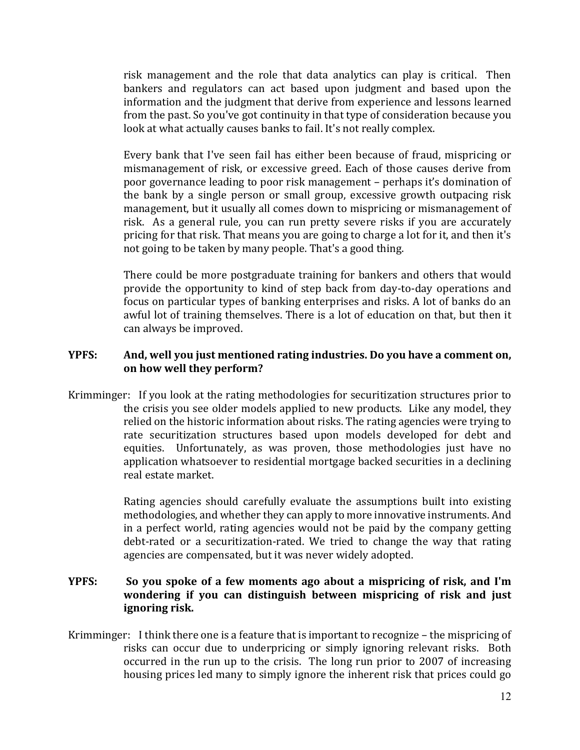risk management and the role that data analytics can play is critical. Then bankers and regulators can act based upon judgment and based upon the information and the judgment that derive from experience and lessons learned from the past. So you've got continuity in that type of consideration because you look at what actually causes banks to fail. It's not really complex.

Every bank that I've seen fail has either been because of fraud, mispricing or mismanagement of risk, or excessive greed. Each of those causes derive from poor governance leading to poor risk management – perhaps it's domination of the bank by a single person or small group, excessive growth outpacing risk management, but it usually all comes down to mispricing or mismanagement of risk. As a general rule, you can run pretty severe risks if you are accurately pricing for that risk. That means you are going to charge a lot for it, and then it's not going to be taken by many people. That's a good thing.

There could be more postgraduate training for bankers and others that would provide the opportunity to kind of step back from day-to-day operations and focus on particular types of banking enterprises and risks. A lot of banks do an awful lot of training themselves. There is a lot of education on that, but then it can always be improved.

**YPFS: And, well you just mentioned rating industries. Do you have a comment on, on how well they perform?**

Krimminger: If you look at the rating methodologies for securitization structures prior to the crisis you see older models applied to new products. Like any model, they relied on the historic information about risks. The rating agencies were trying to rate securitization structures based upon models developed for debt and equities. Unfortunately, as was proven, those methodologies just have no application whatsoever to residential mortgage backed securities in a declining real estate market.

Rating agencies should carefully evaluate the assumptions built into existing methodologies, and whether they can apply to more innovative instruments. And in a perfect world, rating agencies would not be paid by the company getting debt-rated or a securitization-rated. We tried to change the way that rating agencies are compensated, but it was never widely adopted.

**YPFS: So you spoke of a few moments ago about a mispricing of risk, and I'm wondering if you can distinguish between mispricing of risk and just ignoring risk.**

Krimminger: I think there one is a feature that is important to recognize – the mispricing of risks can occur due to underpricing or simply ignoring relevant risks. Both occurred in the run up to the crisis. The long run prior to 2007 of increasing housing prices led many to simply ignore the inherent risk that prices could go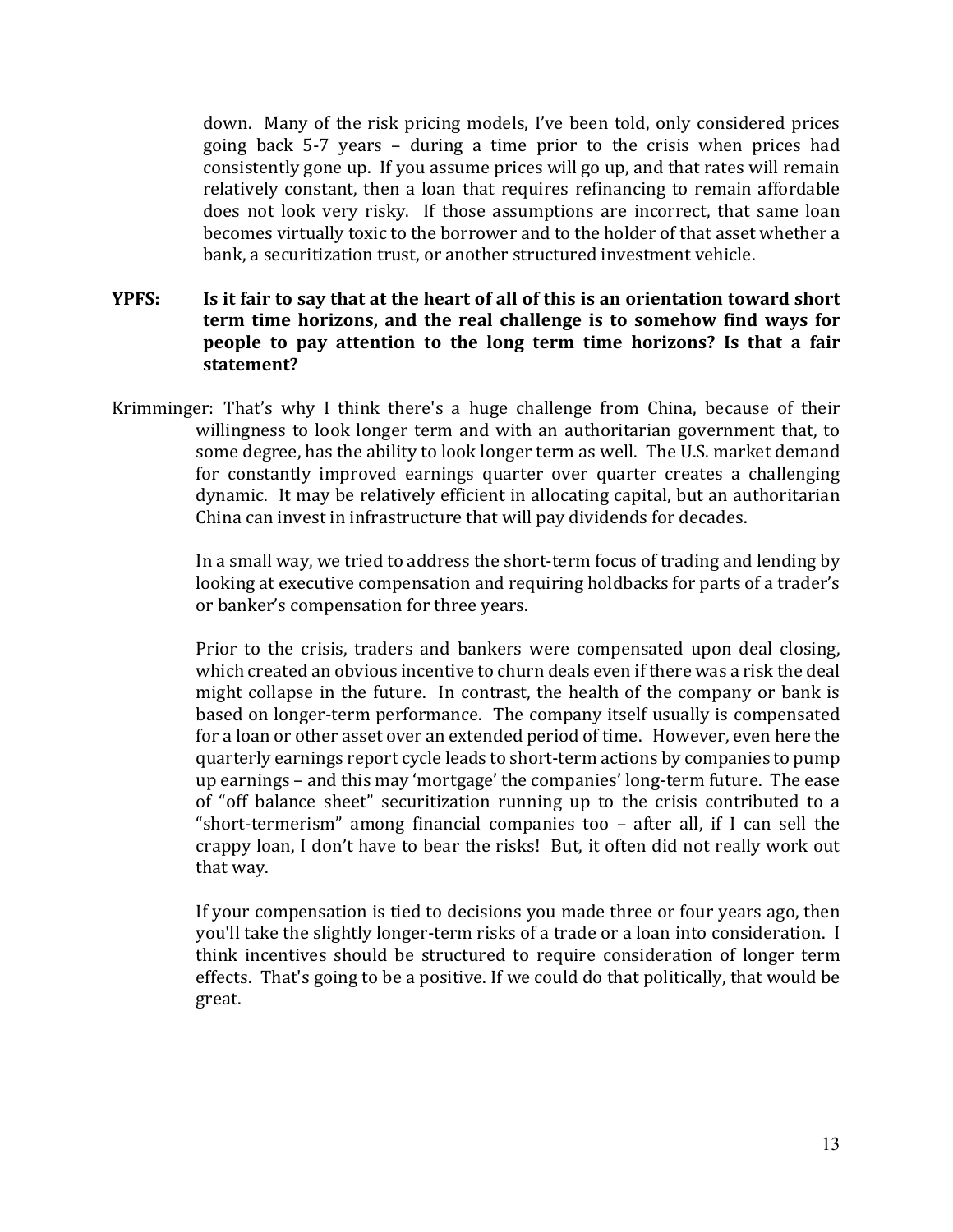down. Many of the risk pricing models, I've been told, only considered prices going back 5-7 years – during a time prior to the crisis when prices had consistently gone up. If you assume prices will go up, and that rates will remain relatively constant, then a loan that requires refinancing to remain affordable does not look very risky. If those assumptions are incorrect, that same loan becomes virtually toxic to the borrower and to the holder of that asset whether a bank, a securitization trust, or another structured investment vehicle.

**YPFS: Is it fair to say that at the heart of all of this is an orientation toward short term time horizons, and the real challenge is to somehow find ways for people to pay attention to the long term time horizons? Is that a fair statement?**

Krimminger: That's why I think there's a huge challenge from China, because of their willingness to look longer term and with an authoritarian government that, to some degree, has the ability to look longer term as well. The U.S. market demand for constantly improved earnings quarter over quarter creates a challenging dynamic. It may be relatively efficient in allocating capital, but an authoritarian China can invest in infrastructure that will pay dividends for decades.

In a small way, we tried to address the short-term focus of trading and lending by looking at executive compensation and requiring holdbacks for parts of a trader's or banker's compensation for three years.

Prior to the crisis, traders and bankers were compensated upon deal closing, which created an obvious incentive to churn deals even if there was a risk the deal might collapse in the future. In contrast, the health of the company or bank is based on longer-term performance. The company itself usually is compensated for a loan or other asset over an extended period of time. However, even here the quarterly earnings report cycle leads to short-term actions by companies to pump up earnings – and this may 'mortgage' the companies' long-term future. The ease of "off balance sheet" securitization running up to the crisis contributed to a "short-termerism" among financial companies too – after all, if I can sell the crappy loan, I don't have to bear the risks! But, it often did not really work out that way.

If your compensation is tied to decisions you made three or four years ago, then you'll take the slightly longer-term risks of a trade or a loan into consideration. I think incentives should be structured to require consideration of longer term effects. That's going to be a positive. If we could do that politically, that would be great.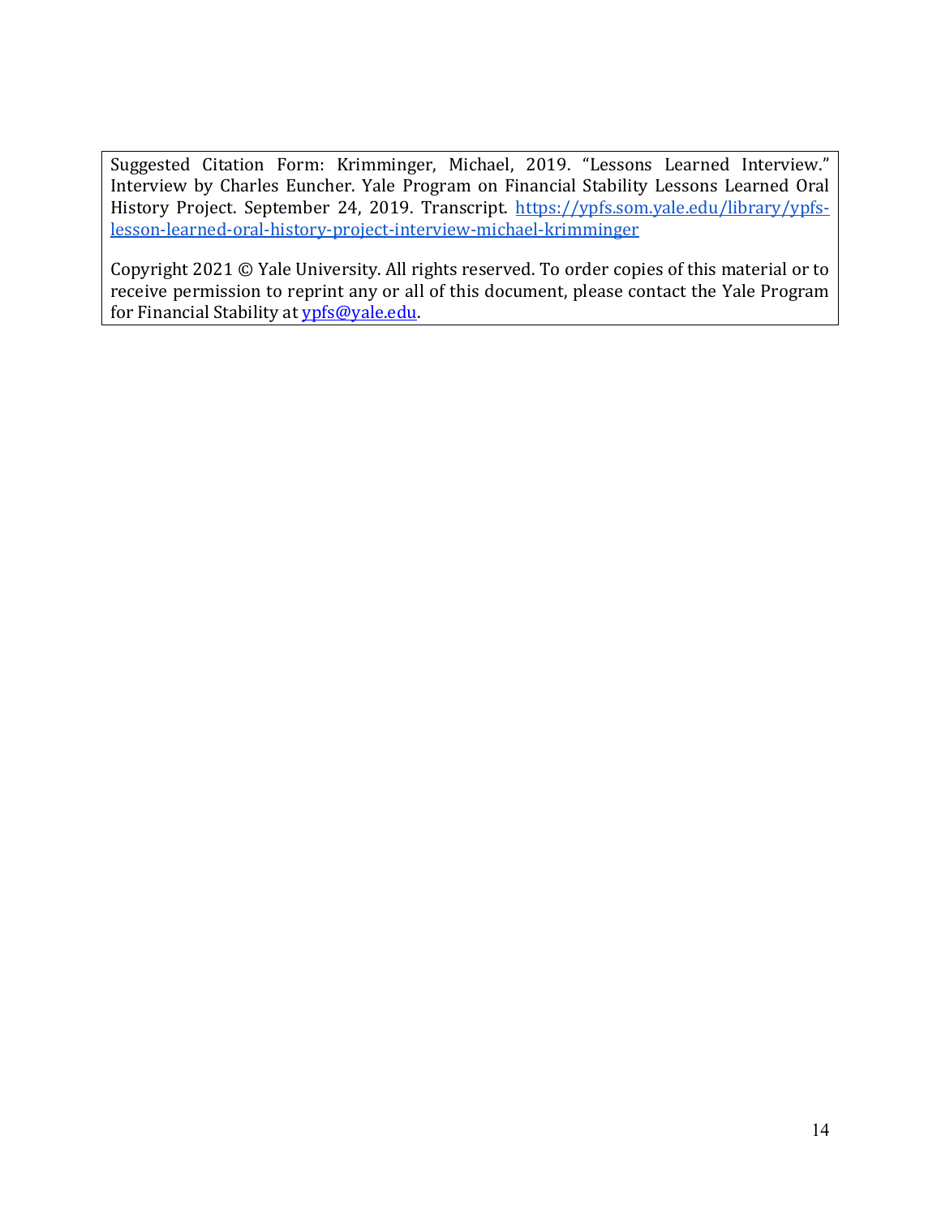Suggested Citation Form: Krimminger, Michael, 2019. "Lessons Learned Interview." Interview by Charles Euncher. Yale Program on Financial Stability Lessons Learned Oral History Project. September 24, 2019. Transcript. [https://ypfs.som.yale.edu/library/ypfs-lesson-learned-oral-history-project-interview-michael-krimminger](https://ypfs.som.yale.edu/library/ypfs-lesson-learned-oral-history-project-interview-michael-krimminger)

Copyright 2021 © Yale University. All rights reserved. To order copies of this material or to receive permission to reprint any or all of this document, please contact the Yale Program for Financial Stability at [ypfs@yale.edu](mailto:ypfs@yale.edu).